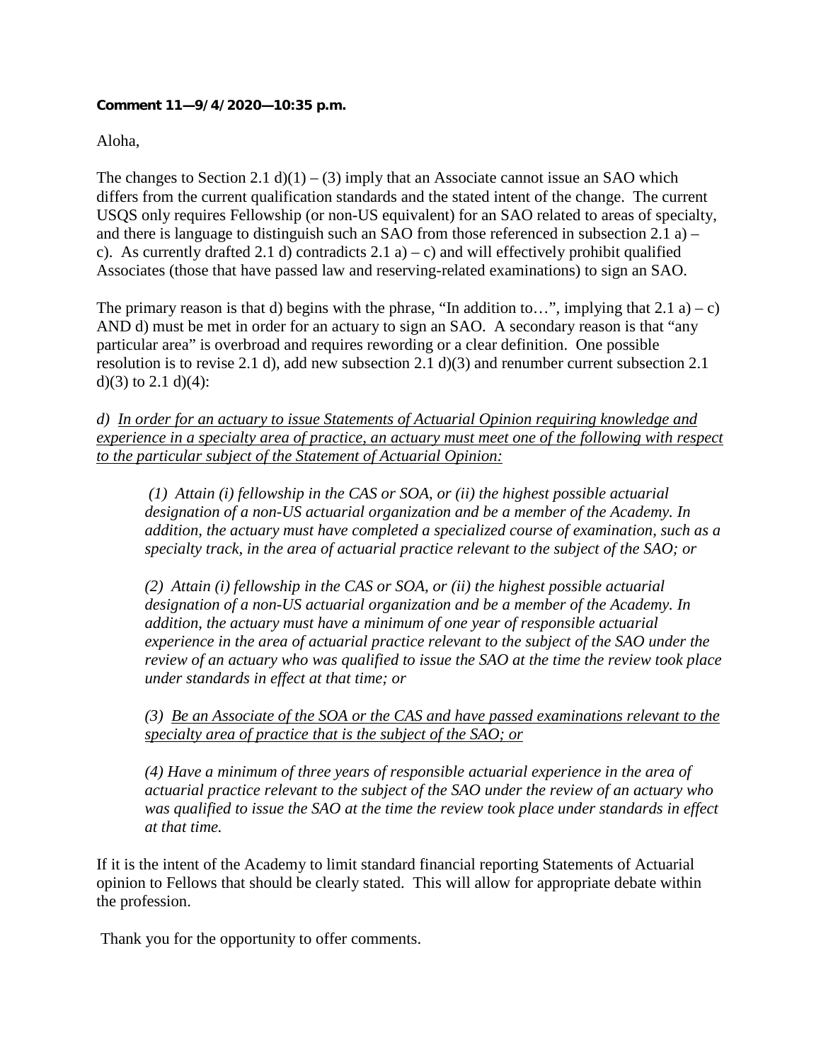**Comment 11—9/4/2020—10:35 p.m.**

Aloha,

The changes to Section 2.1 d)(1) – (3) imply that an Associate cannot issue an SAO which differs from the current qualification standards and the stated intent of the change. The current USQS only requires Fellowship (or non-US equivalent) for an SAO related to areas of specialty, and there is language to distinguish such an SAO from those referenced in subsection 2.1 a) – c). As currently drafted 2.1 d) contradicts 2.1 a) – c) and will effectively prohibit qualified Associates (those that have passed law and reserving-related examinations) to sign an SAO.

The primary reason is that d) begins with the phrase, "In addition to…", implying that 2.1 a) – c) AND d) must be met in order for an actuary to sign an SAO. A secondary reason is that "any particular area" is overbroad and requires rewording or a clear definition. One possible resolution is to revise 2.1 d), add new subsection 2.1 d)(3) and renumber current subsection 2.1 d)(3) to 2.1 d)(4):

*d) <u>In order for an actuary to issue Statements of Actuarial Opinion requiring knowledge and experience in a specialty area of practice, an actuary must meet one of the following with respect to the particular subject of the Statement of Actuarial Opinion:</u>*

> *(1) Attain (i) fellowship in the CAS or SOA, or (ii) the highest possible actuarial designation of a non-US actuarial organization and be a member of the Academy. In addition, the actuary must have completed a specialized course of examination, such as a specialty track, in the area of actuarial practice relevant to the subject of the SAO; or*
>
> *(2) Attain (i) fellowship in the CAS or SOA, or (ii) the highest possible actuarial designation of a non-US actuarial organization and be a member of the Academy. In addition, the actuary must have a minimum of one year of responsible actuarial experience in the area of actuarial practice relevant to the subject of the SAO under the review of an actuary who was qualified to issue the SAO at the time the review took place under standards in effect at that time; or*
>
> *(3) <u>Be an Associate of the SOA or the CAS and have passed examinations relevant to the specialty area of practice that is the subject of the SAO; or</u>*
>
> *(4) Have a minimum of three years of responsible actuarial experience in the area of actuarial practice relevant to the subject of the SAO under the review of an actuary who was qualified to issue the SAO at the time the review took place under standards in effect at that time.*

If it is the intent of the Academy to limit standard financial reporting Statements of Actuarial opinion to Fellows that should be clearly stated. This will allow for appropriate debate within the profession.

Thank you for the opportunity to offer comments.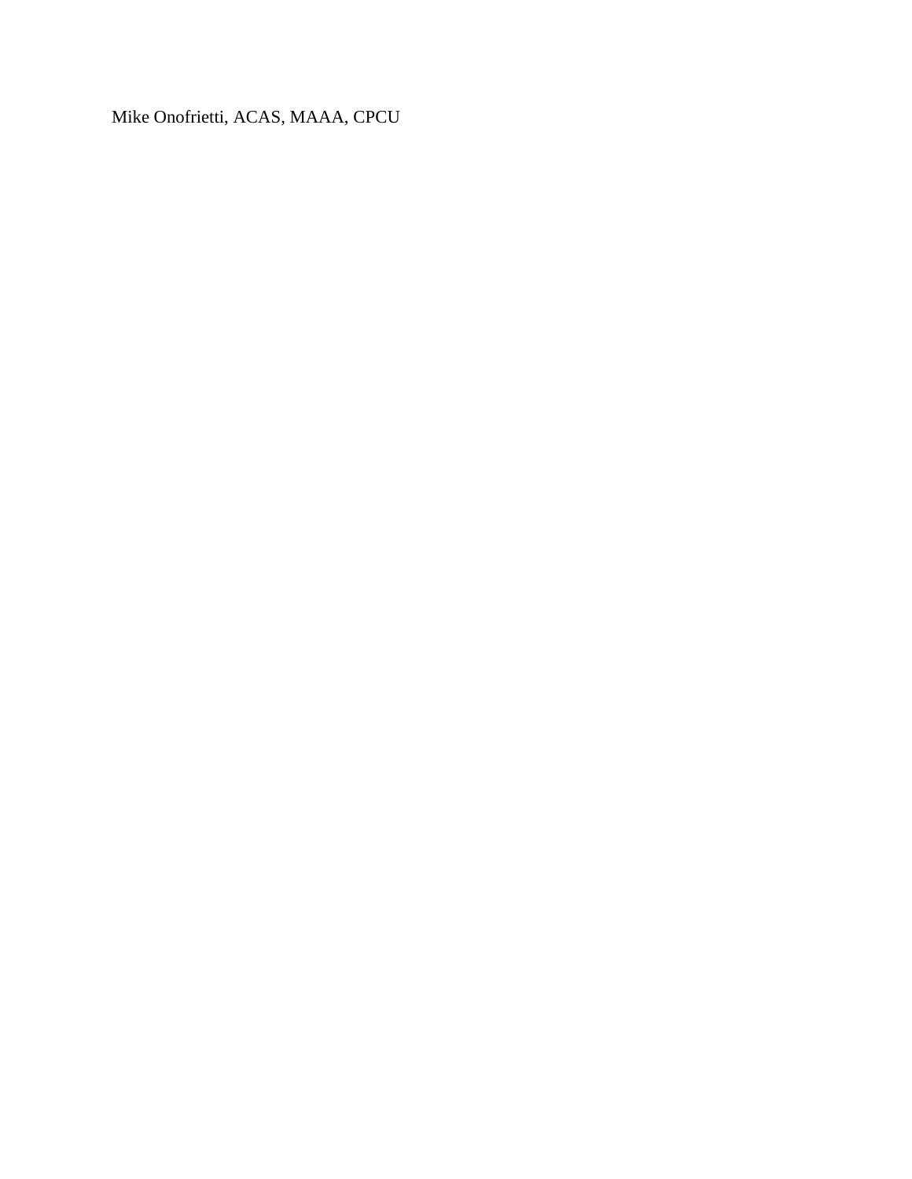Mike Onofrietti, ACAS, MAAA, CPCU